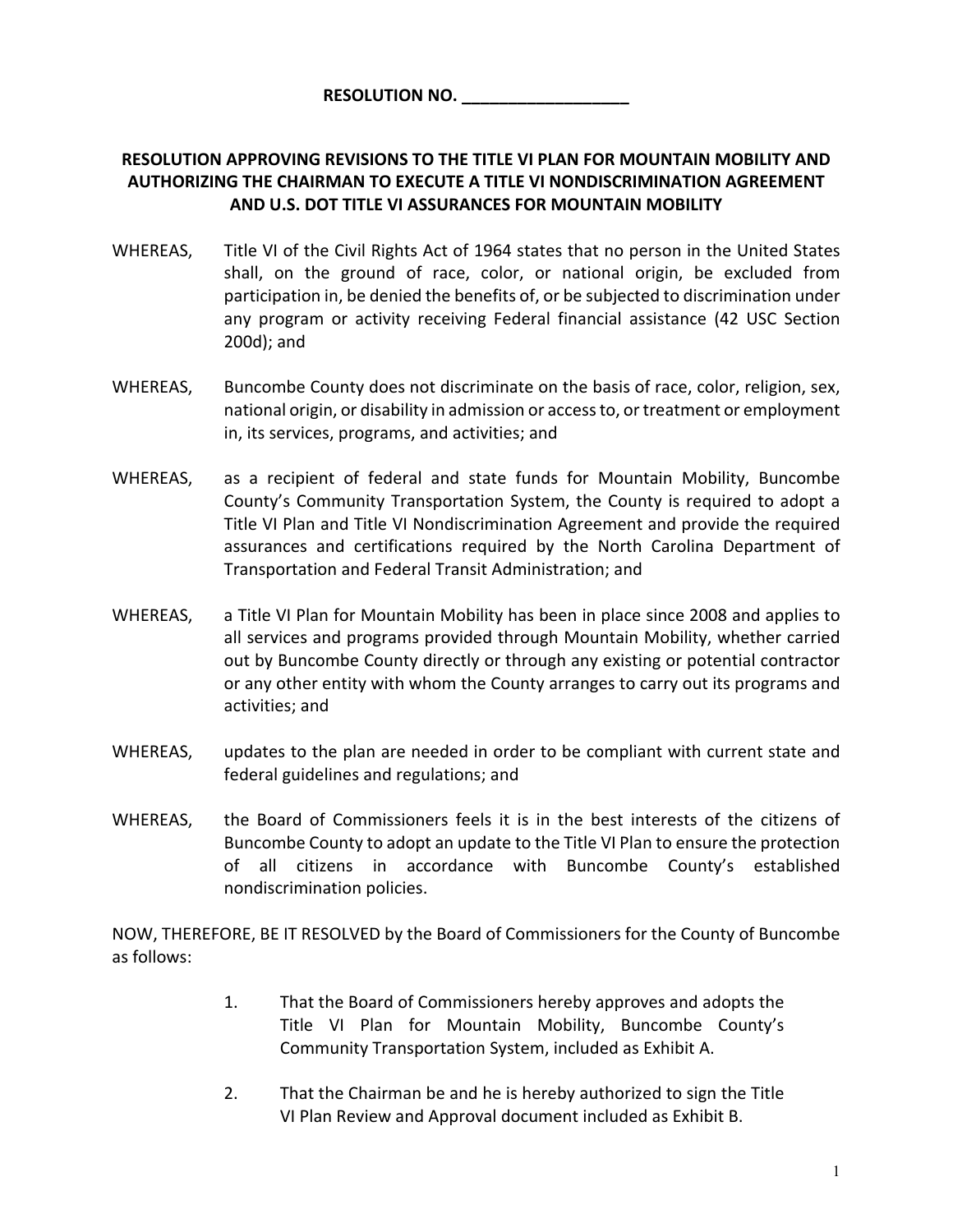**RESOLUTION NO. ___________________**

**RESOLUTION APPROVING REVISIONS TO THE TITLE VI PLAN FOR MOUNTAIN MOBILITY AND AUTHORIZING THE CHAIRMAN TO EXECUTE A TITLE VI NONDISCRIMINATION AGREEMENT AND U.S. DOT TITLE VI ASSURANCES FOR MOUNTAIN MOBILITY**

WHEREAS, Title VI of the Civil Rights Act of 1964 states that no person in the United States shall, on the ground of race, color, or national origin, be excluded from participation in, be denied the benefits of, or be subjected to discrimination under any program or activity receiving Federal financial assistance (42 USC Section 200d); and

WHEREAS, Buncombe County does not discriminate on the basis of race, color, religion, sex, national origin, or disability in admission or access to, or treatment or employment in, its services, programs, and activities; and

WHEREAS, as a recipient of federal and state funds for Mountain Mobility, Buncombe County's Community Transportation System, the County is required to adopt a Title VI Plan and Title VI Nondiscrimination Agreement and provide the required assurances and certifications required by the North Carolina Department of Transportation and Federal Transit Administration; and

WHEREAS, a Title VI Plan for Mountain Mobility has been in place since 2008 and applies to all services and programs provided through Mountain Mobility, whether carried out by Buncombe County directly or through any existing or potential contractor or any other entity with whom the County arranges to carry out its programs and activities; and

WHEREAS, updates to the plan are needed in order to be compliant with current state and federal guidelines and regulations; and

WHEREAS, the Board of Commissioners feels it is in the best interests of the citizens of Buncombe County to adopt an update to the Title VI Plan to ensure the protection of all citizens in accordance with Buncombe County's established nondiscrimination policies.

NOW, THEREFORE, BE IT RESOLVED by the Board of Commissioners for the County of Buncombe as follows:

1. That the Board of Commissioners hereby approves and adopts the Title VI Plan for Mountain Mobility, Buncombe County's Community Transportation System, included as Exhibit A.

2. That the Chairman be and he is hereby authorized to sign the Title VI Plan Review and Approval document included as Exhibit B.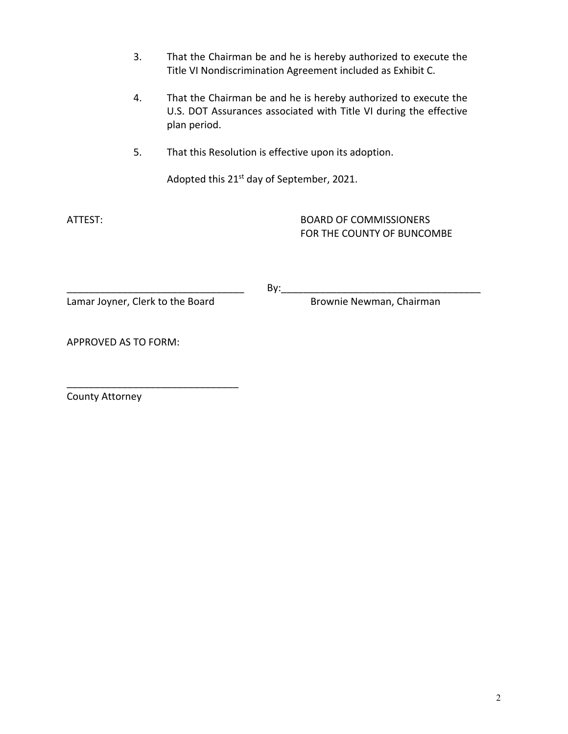3. That the Chairman be and he is hereby authorized to execute the Title VI Nondiscrimination Agreement included as Exhibit C.

4. That the Chairman be and he is hereby authorized to execute the U.S. DOT Assurances associated with Title VI during the effective plan period.

5. That this Resolution is effective upon its adoption.

Adopted this 21st day of September, 2021.

ATTEST:

BOARD OF COMMISSIONERS
FOR THE COUNTY OF BUNCOMBE

________________________________
Lamar Joyner, Clerk to the Board

By:____________________________________
Brownie Newman, Chairman

APPROVED AS TO FORM:

_______________________________
County Attorney